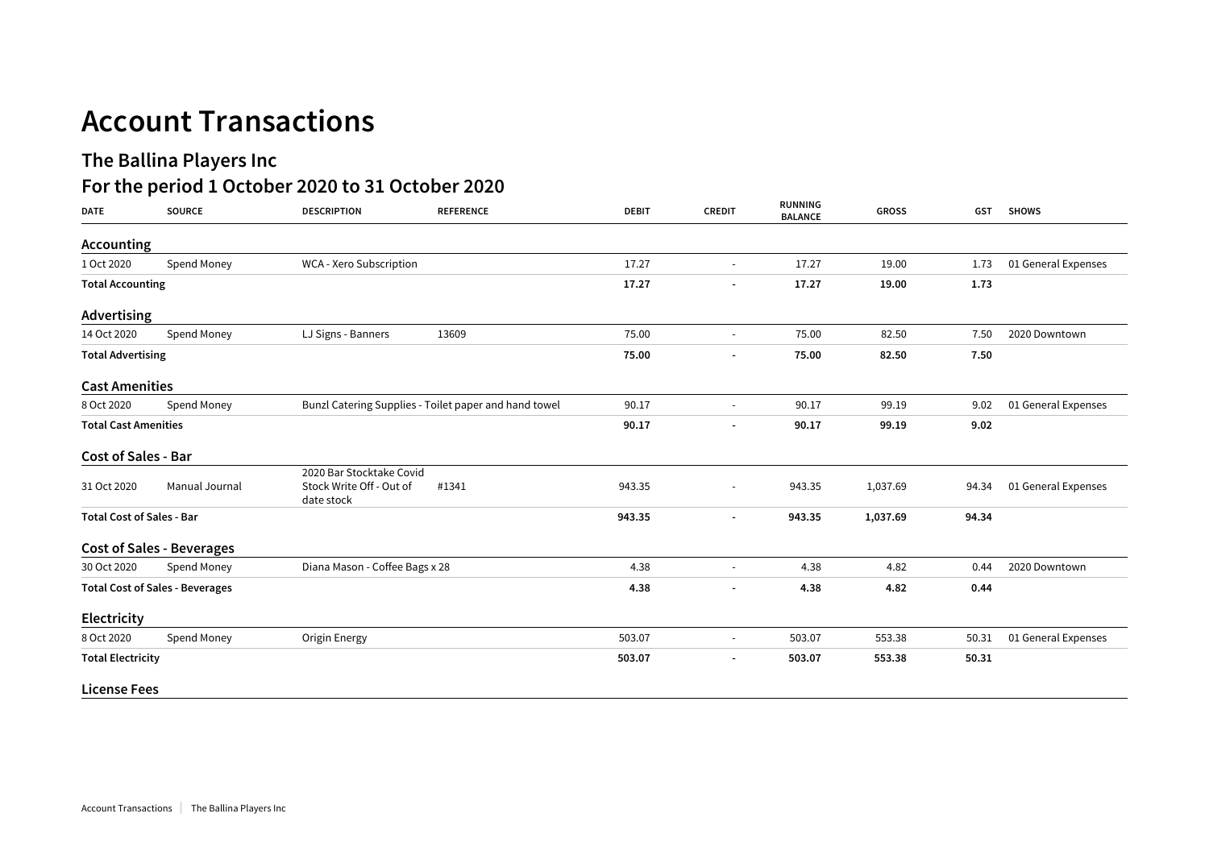# Account Transactions

## The Ballina Players Inc

## For the period 1 October 2020 to 31 October 2020

| DATE | SOURCE | DESCRIPTION | REFERENCE | DEBIT | CREDIT | RUNNING BALANCE | GROSS | GST | SHOWS |
|---|---|---|---|---|---|---|---|---|---|
| **Accounting** | | | | | | | | | |
| 1 Oct 2020 | Spend Money | WCA - Xero Subscription | | 17.27 | - | 17.27 | 19.00 | 1.73 | 01 General Expenses |
| **Total Accounting** | | | | **17.27** | **-** | **17.27** | **19.00** | **1.73** | |
| **Advertising** | | | | | | | | | |
| 14 Oct 2020 | Spend Money | LJ Signs - Banners | 13609 | 75.00 | - | 75.00 | 82.50 | 7.50 | 2020 Downtown |
| **Total Advertising** | | | | **75.00** | **-** | **75.00** | **82.50** | **7.50** | |
| **Cast Amenities** | | | | | | | | | |
| 8 Oct 2020 | Spend Money | Bunzl Catering Supplies - Toilet paper and hand towel | | 90.17 | - | 90.17 | 99.19 | 9.02 | 01 General Expenses |
| **Total Cast Amenities** | | | | **90.17** | **-** | **90.17** | **99.19** | **9.02** | |
| **Cost of Sales - Bar** | | | | | | | | | |
| 31 Oct 2020 | Manual Journal | 2020 Bar Stocktake Covid Stock Write Off - Out of date stock | #1341 | 943.35 | - | 943.35 | 1,037.69 | 94.34 | 01 General Expenses |
| **Total Cost of Sales - Bar** | | | | **943.35** | **-** | **943.35** | **1,037.69** | **94.34** | |
| **Cost of Sales - Beverages** | | | | | | | | | |
| 30 Oct 2020 | Spend Money | Diana Mason - Coffee Bags x 28 | | 4.38 | - | 4.38 | 4.82 | 0.44 | 2020 Downtown |
| **Total Cost of Sales - Beverages** | | | | **4.38** | **-** | **4.38** | **4.82** | **0.44** | |
| **Electricity** | | | | | | | | | |
| 8 Oct 2020 | Spend Money | Origin Energy | | 503.07 | - | 503.07 | 553.38 | 50.31 | 01 General Expenses |
| **Total Electricity** | | | | **503.07** | **-** | **503.07** | **553.38** | **50.31** | |
| **License Fees** | | | | | | | | | |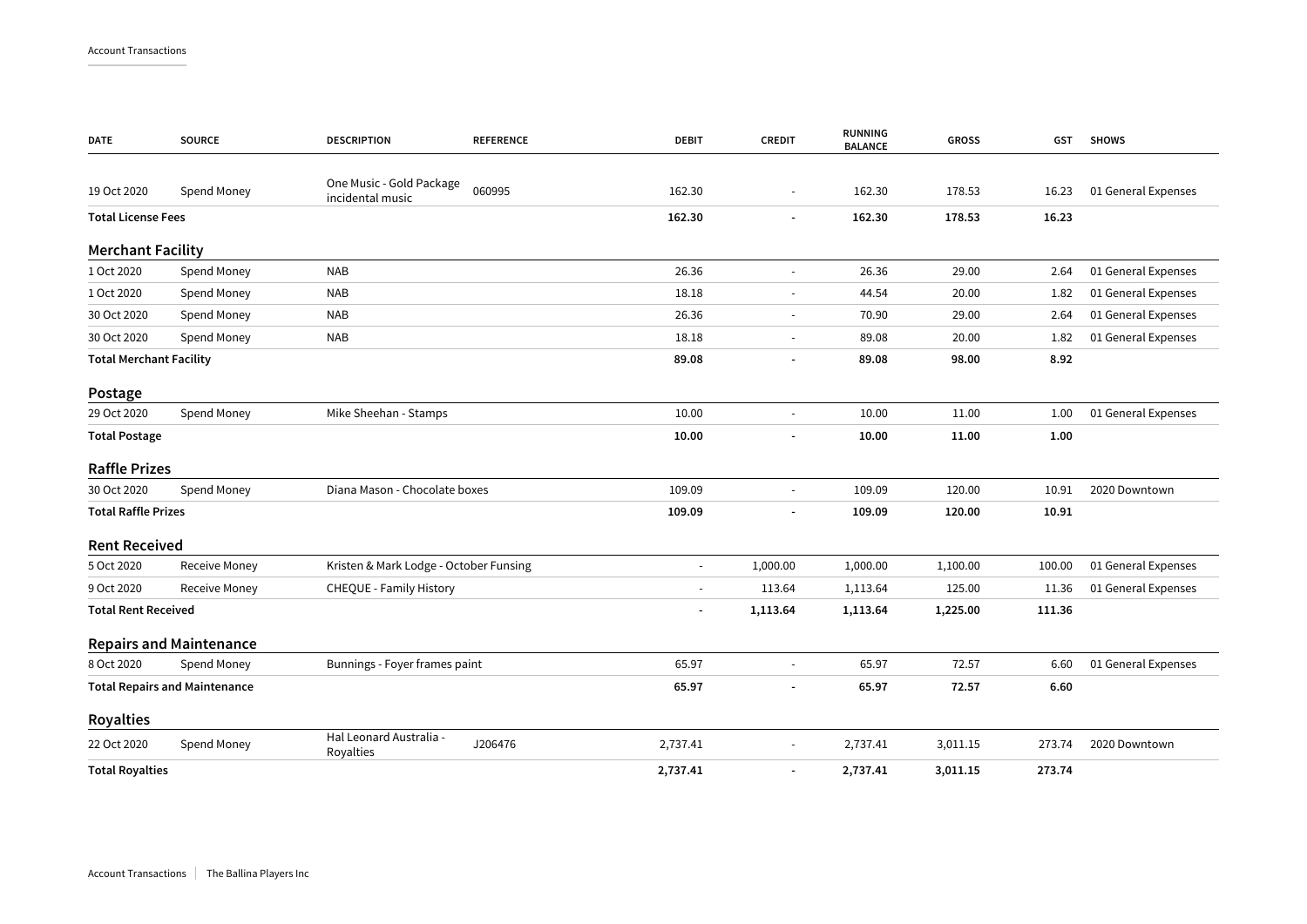| DATE | SOURCE | DESCRIPTION | REFERENCE | DEBIT | CREDIT | RUNNING BALANCE | GROSS | GST | SHOWS |
|---|---|---|---|---|---|---|---|---|---|
| 19 Oct 2020 | Spend Money | One Music - Gold Package incidental music | 060995 | 162.30 | - | 162.30 | 178.53 | 16.23 | 01 General Expenses |
| **Total License Fees** | | | | **162.30** | **-** | **162.30** | **178.53** | **16.23** | |

## Merchant Facility

| DATE | SOURCE | DESCRIPTION | REFERENCE | DEBIT | CREDIT | RUNNING BALANCE | GROSS | GST | SHOWS |
|---|---|---|---|---|---|---|---|---|---|
| 1 Oct 2020 | Spend Money | NAB | | 26.36 | - | 26.36 | 29.00 | 2.64 | 01 General Expenses |
| 1 Oct 2020 | Spend Money | NAB | | 18.18 | - | 44.54 | 20.00 | 1.82 | 01 General Expenses |
| 30 Oct 2020 | Spend Money | NAB | | 26.36 | - | 70.90 | 29.00 | 2.64 | 01 General Expenses |
| 30 Oct 2020 | Spend Money | NAB | | 18.18 | - | 89.08 | 20.00 | 1.82 | 01 General Expenses |
| **Total Merchant Facility** | | | | **89.08** | **-** | **89.08** | **98.00** | **8.92** | |

## Postage

| DATE | SOURCE | DESCRIPTION | REFERENCE | DEBIT | CREDIT | RUNNING BALANCE | GROSS | GST | SHOWS |
|---|---|---|---|---|---|---|---|---|---|
| 29 Oct 2020 | Spend Money | Mike Sheehan - Stamps | | 10.00 | - | 10.00 | 11.00 | 1.00 | 01 General Expenses |
| **Total Postage** | | | | **10.00** | **-** | **10.00** | **11.00** | **1.00** | |

## Raffle Prizes

| DATE | SOURCE | DESCRIPTION | REFERENCE | DEBIT | CREDIT | RUNNING BALANCE | GROSS | GST | SHOWS |
|---|---|---|---|---|---|---|---|---|---|
| 30 Oct 2020 | Spend Money | Diana Mason - Chocolate boxes | | 109.09 | - | 109.09 | 120.00 | 10.91 | 2020 Downtown |
| **Total Raffle Prizes** | | | | **109.09** | **-** | **109.09** | **120.00** | **10.91** | |

## Rent Received

| DATE | SOURCE | DESCRIPTION | REFERENCE | DEBIT | CREDIT | RUNNING BALANCE | GROSS | GST | SHOWS |
|---|---|---|---|---|---|---|---|---|---|
| 5 Oct 2020 | Receive Money | Kristen & Mark Lodge - October Funsing | | - | 1,000.00 | 1,000.00 | 1,100.00 | 100.00 | 01 General Expenses |
| 9 Oct 2020 | Receive Money | CHEQUE - Family History | | - | 113.64 | 1,113.64 | 125.00 | 11.36 | 01 General Expenses |
| **Total Rent Received** | | | | **-** | **1,113.64** | **1,113.64** | **1,225.00** | **111.36** | |

## Repairs and Maintenance

| DATE | SOURCE | DESCRIPTION | REFERENCE | DEBIT | CREDIT | RUNNING BALANCE | GROSS | GST | SHOWS |
|---|---|---|---|---|---|---|---|---|---|
| 8 Oct 2020 | Spend Money | Bunnings - Foyer frames paint | | 65.97 | - | 65.97 | 72.57 | 6.60 | 01 General Expenses |
| **Total Repairs and Maintenance** | | | | **65.97** | **-** | **65.97** | **72.57** | **6.60** | |

## Royalties

| DATE | SOURCE | DESCRIPTION | REFERENCE | DEBIT | CREDIT | RUNNING BALANCE | GROSS | GST | SHOWS |
|---|---|---|---|---|---|---|---|---|---|
| 22 Oct 2020 | Spend Money | Hal Leonard Australia - Royalties | J206476 | 2,737.41 | - | 2,737.41 | 3,011.15 | 273.74 | 2020 Downtown |
| **Total Royalties** | | | | **2,737.41** | **-** | **2,737.41** | **3,011.15** | **273.74** | |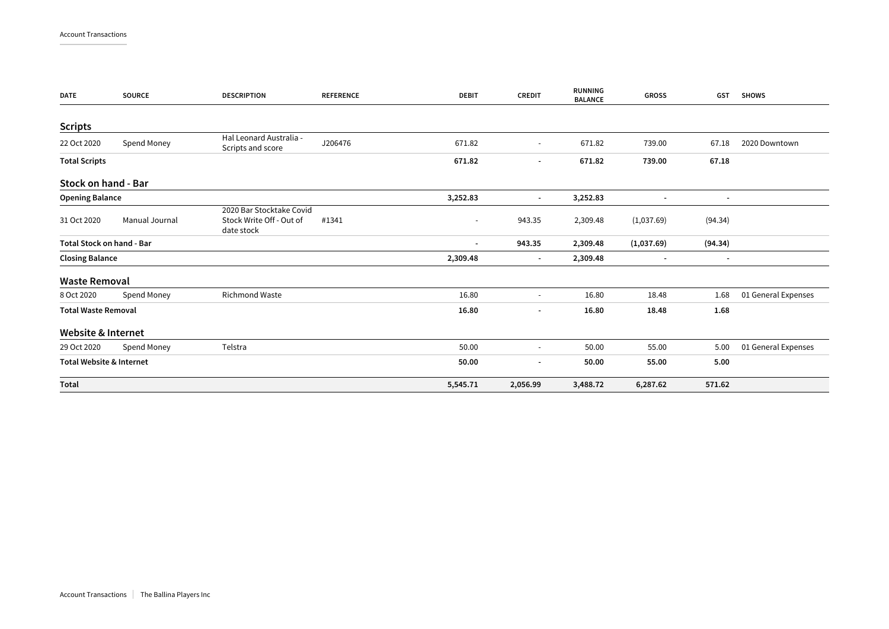Account Transactions

| DATE | SOURCE | DESCRIPTION | REFERENCE | DEBIT | CREDIT | RUNNING BALANCE | GROSS | GST | SHOWS |
|---|---|---|---|---|---|---|---|---|---|
| **Scripts** | | | | | | | | | |
| 22 Oct 2020 | Spend Money | Hal Leonard Australia - Scripts and score | J206476 | 671.82 | - | 671.82 | 739.00 | 67.18 | 2020 Downtown |
| **Total Scripts** | | | | **671.82** | **-** | **671.82** | **739.00** | **67.18** | |
| **Stock on hand - Bar** | | | | | | | | | |
| **Opening Balance** | | | | **3,252.83** | **-** | **3,252.83** | **-** | **-** | |
| 31 Oct 2020 | Manual Journal | 2020 Bar Stocktake Covid Stock Write Off - Out of date stock | #1341 | - | 943.35 | 2,309.48 | (1,037.69) | (94.34) | |
| **Total Stock on hand - Bar** | | | | **-** | **943.35** | **2,309.48** | **(1,037.69)** | **(94.34)** | |
| **Closing Balance** | | | | **2,309.48** | **-** | **2,309.48** | **-** | **-** | |
| **Waste Removal** | | | | | | | | | |
| 8 Oct 2020 | Spend Money | Richmond Waste | | 16.80 | - | 16.80 | 18.48 | 1.68 | 01 General Expenses |
| **Total Waste Removal** | | | | **16.80** | **-** | **16.80** | **18.48** | **1.68** | |
| **Website & Internet** | | | | | | | | | |
| 29 Oct 2020 | Spend Money | Telstra | | 50.00 | - | 50.00 | 55.00 | 5.00 | 01 General Expenses |
| **Total Website & Internet** | | | | **50.00** | **-** | **50.00** | **55.00** | **5.00** | |
| **Total** | | | | **5,545.71** | **2,056.99** | **3,488.72** | **6,287.62** | **571.62** | |